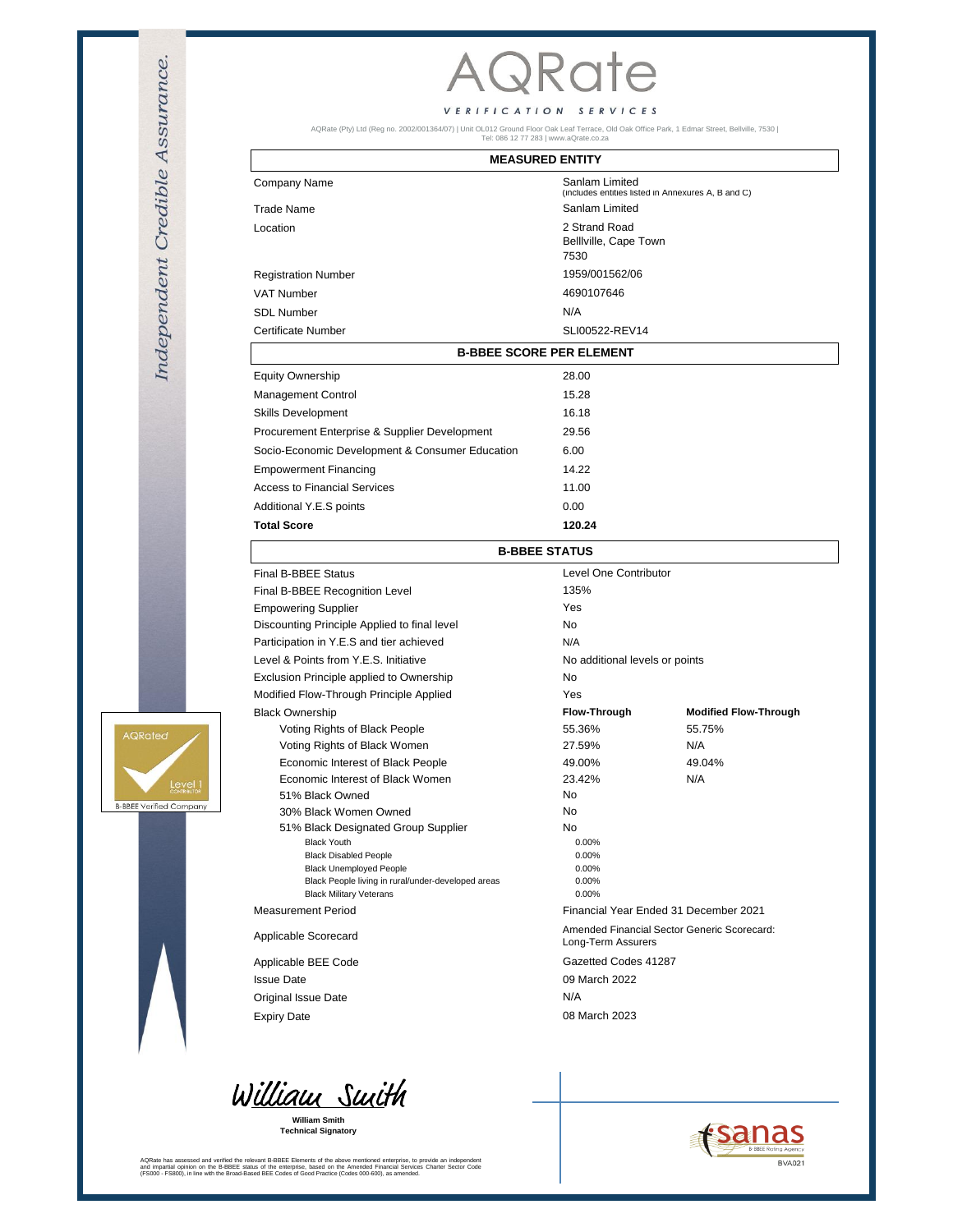# AQRate

VERIFICATION SERVICES

AQRate (Pty) Ltd (Reg no. 2002/001364/07) | Unit OL012 Ground Floor Oak Leaf Terrace, Old Oak Office Park, 1 Edmar Street, Bellville, 7530 | Tel: 086 12 77 283 | www.aQrate.co.za

*Independent Credible Assurance.*

## MEASURED ENTITY

| | |
|---|---|
| Company Name | Sanlam Limited (includes entities listed in Annexures A, B and C) |
| Trade Name | Sanlam Limited |
| Location | 2 Strand Road<br>Belllville, Cape Town<br>7530 |
| Registration Number | 1959/001562/06 |
| VAT Number | 4690107646 |
| SDL Number | N/A |
| Certificate Number | SLI00522-REV14 |

## B-BBEE SCORE PER ELEMENT

| | |
|---|---|
| Equity Ownership | 28.00 |
| Management Control | 15.28 |
| Skills Development | 16.18 |
| Procurement Enterprise & Supplier Development | 29.56 |
| Socio-Economic Development & Consumer Education | 6.00 |
| Empowerment Financing | 14.22 |
| Access to Financial Services | 11.00 |
| Additional Y.E.S points | 0.00 |
| **Total Score** | **120.24** |

## B-BBEE STATUS

| | | |
|---|---|---|
| Final B-BBEE Status | Level One Contributor | |
| Final B-BBEE Recognition Level | 135% | |
| Empowering Supplier | Yes | |
| Discounting Principle Applied to final level | No | |
| Participation in Y.E.S and tier achieved | N/A | |
| Level & Points from Y.E.S. Initiative | No additional levels or points | |
| Exclusion Principle applied to Ownership | No | |
| Modified Flow-Through Principle Applied | Yes | |
| Black Ownership | **Flow-Through** | **Modified Flow-Through** |
| Voting Rights of Black People | 55.36% | 55.75% |
| Voting Rights of Black Women | 27.59% | N/A |
| Economic Interest of Black People | 49.00% | 49.04% |
| Economic Interest of Black Women | 23.42% | N/A |
| 51% Black Owned | No | |
| 30% Black Women Owned | No | |
| 51% Black Designated Group Supplier | No | |
| Black Youth | 0.00% | |
| Black Disabled People | 0.00% | |
| Black Unemployed People | 0.00% | |
| Black People living in rural/under-developed areas | 0.00% | |
| Black Military Veterans | 0.00% | |
| Measurement Period | Financial Year Ended 31 December 2021 | |
| Applicable Scorecard | Amended Financial Sector Generic Scorecard: Long-Term Assurers | |
| Applicable BEE Code | Gazetted Codes 41287 | |
| Issue Date | 09 March 2022 | |
| Original Issue Date | N/A | |
| Expiry Date | 08 March 2023 | |

AQRated Level 1 Contributor — B-BBEE Verified Company

William Smith
**Technical Signatory**

sanas — B-BBEE Rating Agency — BVA021

AQRate has assessed and verified the relevant B-BBEE Elements of the above mentioned enterprise, to provide an independent and impartial opinion on the B-BBEE status of the enterprise, based on the Amended Financial Services Charter Sector Code (FS000 - FS800), in line with the Broad-Based BEE Codes of Good Practice (Codes 000-600), as amended.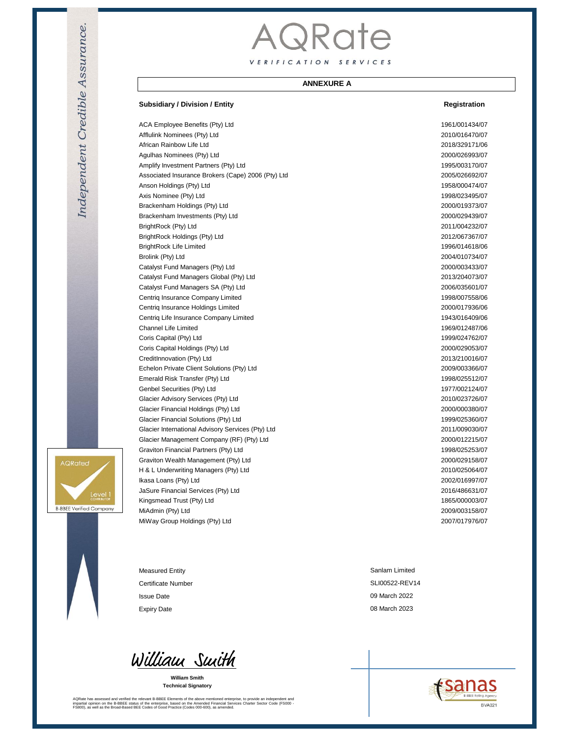AQRate

VERIFICATION SERVICES

## ANNEXURE A

| Subsidiary / Division / Entity | Registration |
| --- | --- |
| ACA Employee Benefits (Pty) Ltd | 1961/001434/07 |
| Afflulink Nominees (Pty) Ltd | 2010/016470/07 |
| African Rainbow Life Ltd | 2018/329171/06 |
| Agulhas Nominees (Pty) Ltd | 2000/026993/07 |
| Amplify Investment Partners (Pty) Ltd | 1995/003170/07 |
| Associated Insurance Brokers (Cape) 2006 (Pty) Ltd | 2005/026692/07 |
| Anson Holdings (Pty) Ltd | 1958/000474/07 |
| Axis Nominee (Pty) Ltd | 1998/023495/07 |
| Brackenham Holdings (Pty) Ltd | 2000/019373/07 |
| Brackenham Investments (Pty) Ltd | 2000/029439/07 |
| BrightRock (Pty) Ltd | 2011/004232/07 |
| BrightRock Holdings (Pty) Ltd | 2012/067367/07 |
| BrightRock Life Limited | 1996/014618/06 |
| Brolink (Pty) Ltd | 2004/010734/07 |
| Catalyst Fund Managers (Pty) Ltd | 2000/003433/07 |
| Catalyst Fund Managers Global (Pty) Ltd | 2013/204073/07 |
| Catalyst Fund Managers SA (Pty) Ltd | 2006/035601/07 |
| Centriq Insurance Company Limited | 1998/007558/06 |
| Centriq Insurance Holdings Limited | 2000/017936/06 |
| Centriq Life Insurance Company Limited | 1943/016409/06 |
| Channel Life Limited | 1969/012487/06 |
| Coris Capital (Pty) Ltd | 1999/024762/07 |
| Coris Capital Holdings (Pty) Ltd | 2000/029053/07 |
| CreditInnovation (Pty) Ltd | 2013/210016/07 |
| Echelon Private Client Solutions (Pty) Ltd | 2009/003366/07 |
| Emerald Risk Transfer (Pty) Ltd | 1998/025512/07 |
| Genbel Securities (Pty) Ltd | 1977/002124/07 |
| Glacier Advisory Services (Pty) Ltd | 2010/023726/07 |
| Glacier Financial Holdings (Pty) Ltd | 2000/000380/07 |
| Glacier Financial Solutions (Pty) Ltd | 1999/025360/07 |
| Glacier International Advisory Services (Pty) Ltd | 2011/009030/07 |
| Glacier Management Company (RF) (Pty) Ltd | 2000/012215/07 |
| Graviton Financial Partners (Pty) Ltd | 1998/025253/07 |
| Graviton Wealth Management (Pty) Ltd | 2000/029158/07 |
| H & L Underwriting Managers (Pty) Ltd | 2010/025064/07 |
| Ikasa Loans (Pty) Ltd | 2002/016997/07 |
| JaSure Financial Services (Pty) Ltd | 2016/486631/07 |
| Kingsmead Trust (Pty) Ltd | 1865/000003/07 |
| MiAdmin (Pty) Ltd | 2009/003158/07 |
| MiWay Group Holdings (Pty) Ltd | 2007/017976/07 |

| | |
| --- | --- |
| Measured Entity | Sanlam Limited |
| Certificate Number | SLI00522-REV14 |
| Issue Date | 09 March 2022 |
| Expiry Date | 08 March 2023 |

William Smith

**William Smith**
**Technical Signatory**

AQRate has assessed and verified the relevant B-BBEE Elements of the above mentioned enterprise, to provide an independent and impartial opinion on the B-BBEE status of the enterprise, based on the Amended Financial Services Charter Sector Code (FS000 - FS800), as well as the Broad-Based BEE Codes of Good Practice (Codes 000-600), as amended.

sanas B-BBEE Rating Agency BVA021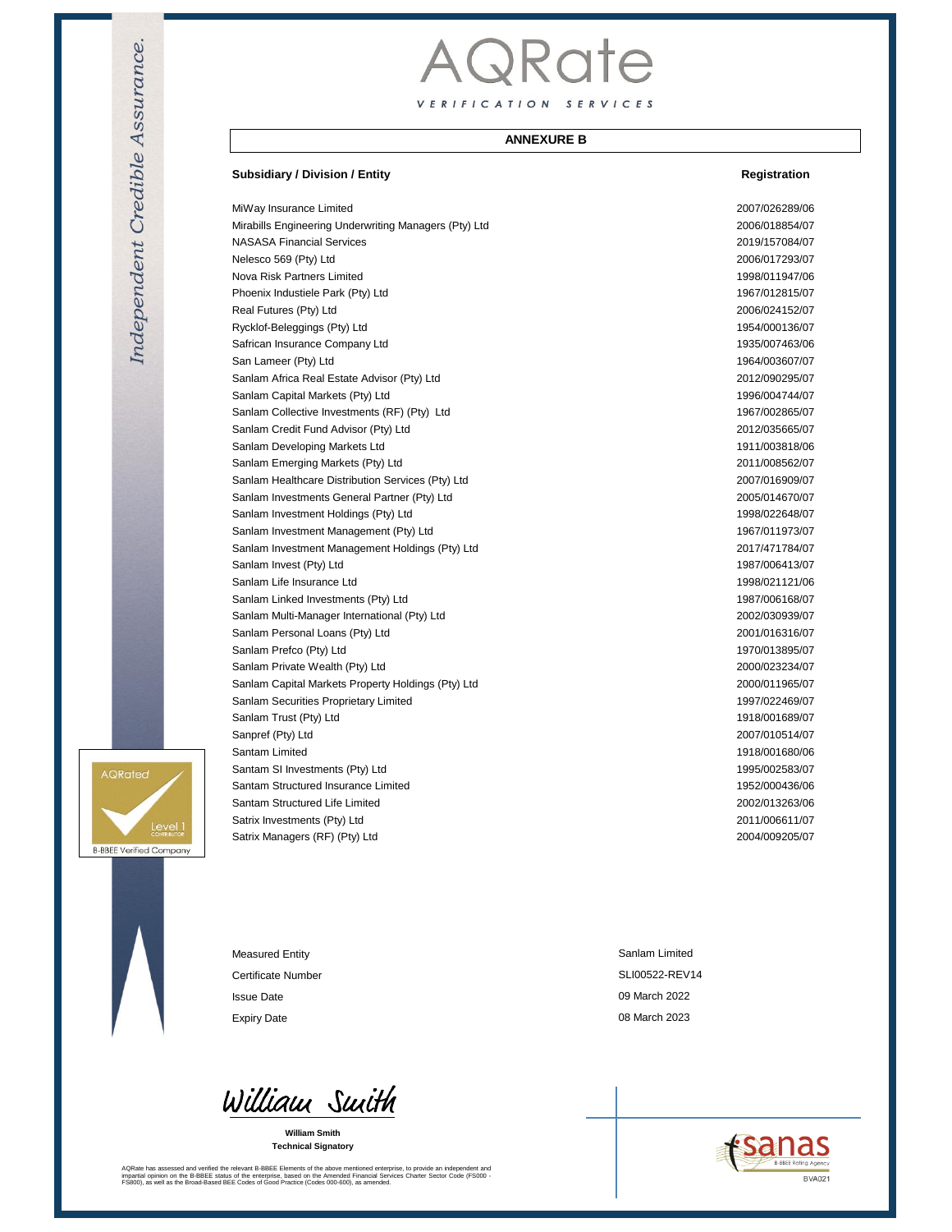# AQRate

VERIFICATION SERVICES

## ANNEXURE B

| Subsidiary / Division / Entity | Registration |
|---|---|
| MiWay Insurance Limited | 2007/026289/06 |
| Mirabills Engineering Underwriting Managers (Pty) Ltd | 2006/018854/07 |
| NASASA Financial Services | 2019/157084/07 |
| Nelesco 569 (Pty) Ltd | 2006/017293/07 |
| Nova Risk Partners Limited | 1998/011947/06 |
| Phoenix Industiele Park (Pty) Ltd | 1967/012815/07 |
| Real Futures (Pty) Ltd | 2006/024152/07 |
| Rycklof-Beleggings (Pty) Ltd | 1954/000136/07 |
| Safrican Insurance Company Ltd | 1935/007463/06 |
| San Lameer (Pty) Ltd | 1964/003607/07 |
| Sanlam Africa Real Estate Advisor (Pty) Ltd | 2012/090295/07 |
| Sanlam Capital Markets (Pty) Ltd | 1996/004744/07 |
| Sanlam Collective Investments (RF) (Pty) Ltd | 1967/002865/07 |
| Sanlam Credit Fund Advisor (Pty) Ltd | 2012/035665/07 |
| Sanlam Developing Markets Ltd | 1911/003818/06 |
| Sanlam Emerging Markets (Pty) Ltd | 2011/008562/07 |
| Sanlam Healthcare Distribution Services (Pty) Ltd | 2007/016909/07 |
| Sanlam Investments General Partner (Pty) Ltd | 2005/014670/07 |
| Sanlam Investment Holdings (Pty) Ltd | 1998/022648/07 |
| Sanlam Investment Management (Pty) Ltd | 1967/011973/07 |
| Sanlam Investment Management Holdings (Pty) Ltd | 2017/471784/07 |
| Sanlam Invest (Pty) Ltd | 1987/006413/07 |
| Sanlam Life Insurance Ltd | 1998/021121/06 |
| Sanlam Linked Investments (Pty) Ltd | 1987/006168/07 |
| Sanlam Multi-Manager International (Pty) Ltd | 2002/030939/07 |
| Sanlam Personal Loans (Pty) Ltd | 2001/016316/07 |
| Sanlam Prefco (Pty) Ltd | 1970/013895/07 |
| Sanlam Private Wealth (Pty) Ltd | 2000/023234/07 |
| Sanlam Capital Markets Property Holdings (Pty) Ltd | 2000/011965/07 |
| Sanlam Securities Proprietary Limited | 1997/022469/07 |
| Sanlam Trust (Pty) Ltd | 1918/001689/07 |
| Sanpref (Pty) Ltd | 2007/010514/07 |
| Santam Limited | 1918/001680/06 |
| Santam SI Investments (Pty) Ltd | 1995/002583/07 |
| Santam Structured Insurance Limited | 1952/000436/06 |
| Santam Structured Life Limited | 2002/013263/06 |
| Satrix Investments (Pty) Ltd | 2011/006611/07 |
| Satrix Managers (RF) (Pty) Ltd | 2004/009205/07 |

| | |
|---|---|
| Measured Entity | Sanlam Limited |
| Certificate Number | SLI00522-REV14 |
| Issue Date | 09 March 2022 |
| Expiry Date | 08 March 2023 |

William Smith

**William Smith**
**Technical Signatory**

AQRate has assessed and verified the relevant B-BBEE Elements of the above mentioned enterprise, to provide an independent and impartial opinion on the B-BBEE status of the enterprise, based on the Amended Financial Services Charter Sector Code (FS000 - FS800), as well as the Broad-Based BEE Codes of Good Practice (Codes 000-600), as amended.

sanas B-BBEE Rating Agency BVA021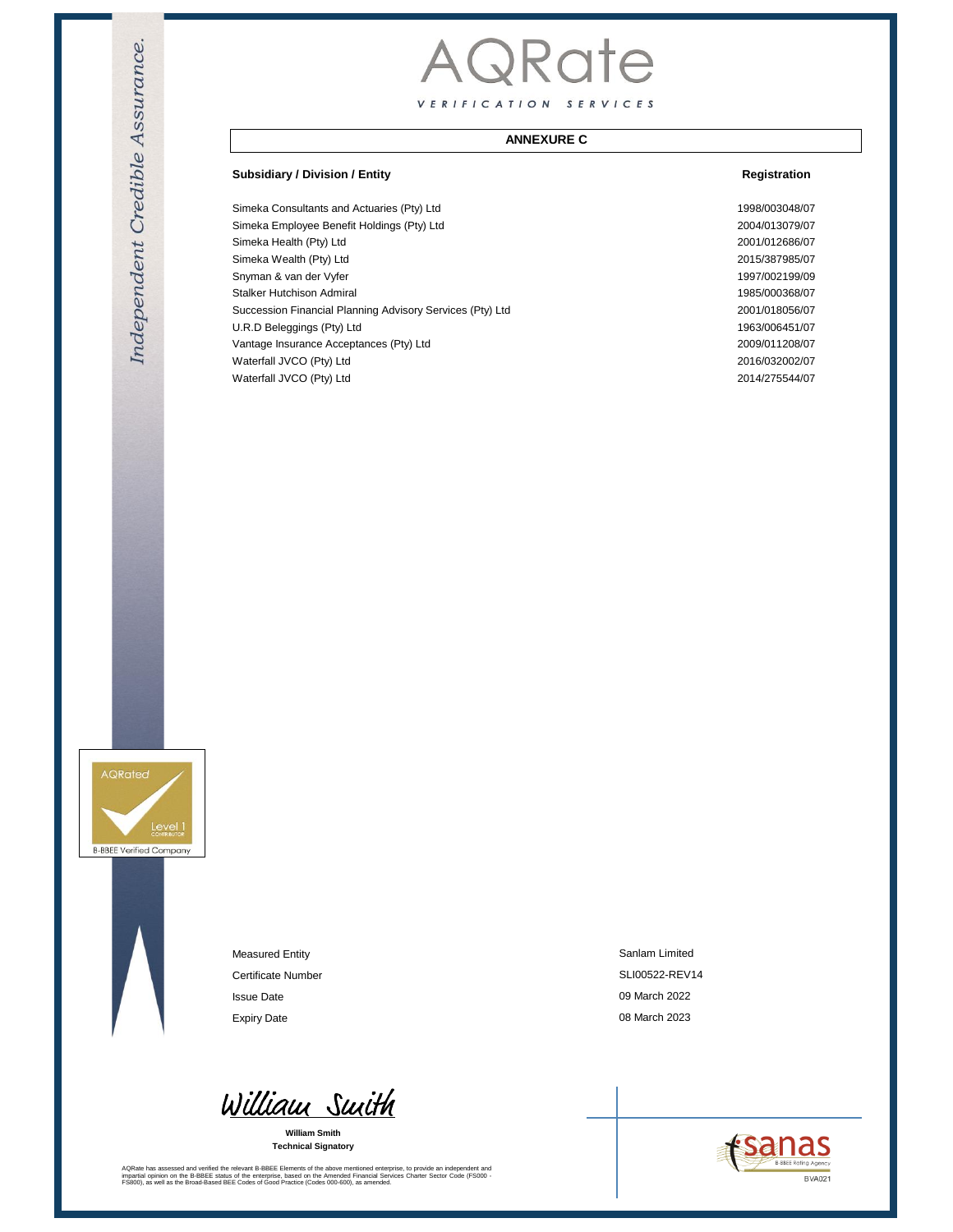AQRate

VERIFICATION SERVICES

## ANNEXURE C

| Subsidiary / Division / Entity | Registration |
| --- | --- |
| Simeka Consultants and Actuaries (Pty) Ltd | 1998/003048/07 |
| Simeka Employee Benefit Holdings (Pty) Ltd | 2004/013079/07 |
| Simeka Health (Pty) Ltd | 2001/012686/07 |
| Simeka Wealth (Pty) Ltd | 2015/387985/07 |
| Snyman & van der Vyfer | 1997/002199/09 |
| Stalker Hutchison Admiral | 1985/000368/07 |
| Succession Financial Planning Advisory Services (Pty) Ltd | 2001/018056/07 |
| U.R.D Beleggings (Pty) Ltd | 1963/006451/07 |
| Vantage Insurance Acceptances (Pty) Ltd | 2009/011208/07 |
| Waterfall JVCO (Pty) Ltd | 2016/032002/07 |
| Waterfall JVCO (Pty) Ltd | 2014/275544/07 |

| | |
| --- | --- |
| Measured Entity | Sanlam Limited |
| Certificate Number | SLI00522-REV14 |
| Issue Date | 09 March 2022 |
| Expiry Date | 08 March 2023 |

William Smith

**William Smith**
**Technical Signatory**

AQRate has assessed and verified the relevant B-BBEE Elements of the above mentioned enterprise, to provide an independent and impartial opinion on the B-BBEE status of the enterprise, based on the Amended Financial Services Charter Sector Code (FS000 - FS800), as well as the Broad-Based BEE Codes of Good Practice (Codes 000-600), as amended.

BVA021